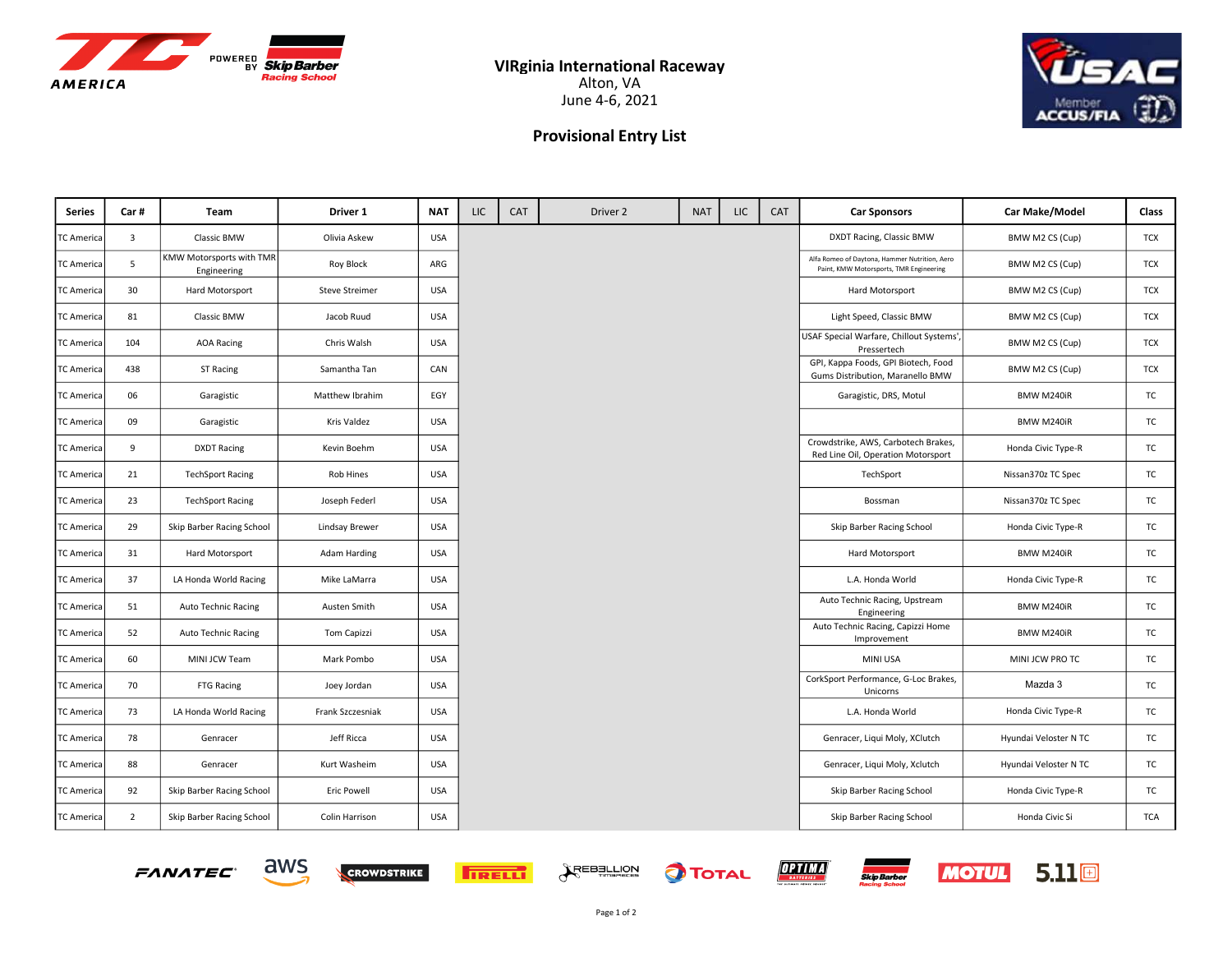# VIRginia International Raceway

Alton, VA

June 4-6, 2021

## Provisional Entry List

| Series | Car # | Team | Driver 1 | NAT | LIC | CAT | Driver 2 | NAT | LIC | CAT | Car Sponsors | Car Make/Model | Class |
|---|---|---|---|---|---|---|---|---|---|---|---|---|---|
| TC America | 3 | Classic BMW | Olivia Askew | USA | | | | | | | DXDT Racing, Classic BMW | BMW M2 CS (Cup) | TCX |
| TC America | 5 | KMW Motorsports with TMR Engineering | Roy Block | ARG | | | | | | | Alfa Romeo of Daytona, Hammer Nutrition, Aero Paint, KMW Motorsports, TMR Engineering | BMW M2 CS (Cup) | TCX |
| TC America | 30 | Hard Motorsport | Steve Streimer | USA | | | | | | | Hard Motorsport | BMW M2 CS (Cup) | TCX |
| TC America | 81 | Classic BMW | Jacob Ruud | USA | | | | | | | Light Speed, Classic BMW | BMW M2 CS (Cup) | TCX |
| TC America | 104 | AOA Racing | Chris Walsh | USA | | | | | | | USAF Special Warfare, Chillout Systems', Pressertech | BMW M2 CS (Cup) | TCX |
| TC America | 438 | ST Racing | Samantha Tan | CAN | | | | | | | GPI, Kappa Foods, GPI Biotech, Food Gums Distribution, Maranello BMW | BMW M2 CS (Cup) | TCX |
| TC America | 06 | Garagistic | Matthew Ibrahim | EGY | | | | | | | Garagistic, DRS, Motul | BMW M240iR | TC |
| TC America | 09 | Garagistic | Kris Valdez | USA | | | | | | | | BMW M240iR | TC |
| TC America | 9 | DXDT Racing | Kevin Boehm | USA | | | | | | | Crowdstrike, AWS, Carbotech Brakes, Red Line Oil, Operation Motorsport | Honda Civic Type-R | TC |
| TC America | 21 | TechSport Racing | Rob Hines | USA | | | | | | | TechSport | Nissan370z TC Spec | TC |
| TC America | 23 | TechSport Racing | Joseph Federl | USA | | | | | | | Bossman | Nissan370z TC Spec | TC |
| TC America | 29 | Skip Barber Racing School | Lindsay Brewer | USA | | | | | | | Skip Barber Racing School | Honda Civic Type-R | TC |
| TC America | 31 | Hard Motorsport | Adam Harding | USA | | | | | | | Hard Motorsport | BMW M240iR | TC |
| TC America | 37 | LA Honda World Racing | Mike LaMarra | USA | | | | | | | L.A. Honda World | Honda Civic Type-R | TC |
| TC America | 51 | Auto Technic Racing | Austen Smith | USA | | | | | | | Auto Technic Racing, Upstream Engineering | BMW M240iR | TC |
| TC America | 52 | Auto Technic Racing | Tom Capizzi | USA | | | | | | | Auto Technic Racing, Capizzi Home Improvement | BMW M240iR | TC |
| TC America | 60 | MINI JCW Team | Mark Pombo | USA | | | | | | | MINI USA | MINI JCW PRO TC | TC |
| TC America | 70 | FTG Racing | Joey Jordan | USA | | | | | | | CorkSport Performance, G-Loc Brakes, Unicorns | Mazda 3 | TC |
| TC America | 73 | LA Honda World Racing | Frank Szczesniak | USA | | | | | | | L.A. Honda World | Honda Civic Type-R | TC |
| TC America | 78 | Genracer | Jeff Ricca | USA | | | | | | | Genracer, Liqui Moly, XClutch | Hyundai Veloster N TC | TC |
| TC America | 88 | Genracer | Kurt Washeim | USA | | | | | | | Genracer, Liqui Moly, Xclutch | Hyundai Veloster N TC | TC |
| TC America | 92 | Skip Barber Racing School | Eric Powell | USA | | | | | | | Skip Barber Racing School | Honda Civic Type-R | TC |
| TC America | 2 | Skip Barber Racing School | Colin Harrison | USA | | | | | | | Skip Barber Racing School | Honda Civic Si | TCA |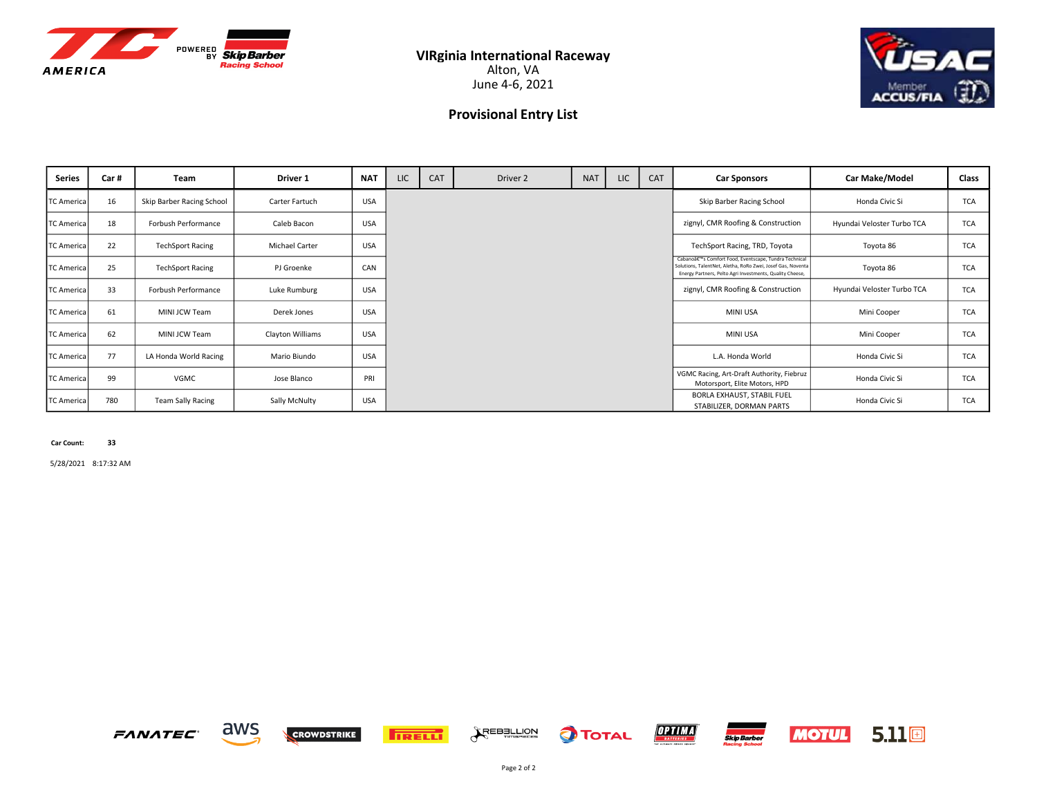# VIRginia International Raceway

Alton, VA
June 4-6, 2021

## Provisional Entry List

| Series | Car # | Team | Driver 1 | NAT | LIC | CAT | Driver 2 | NAT | LIC | CAT | Car Sponsors | Car Make/Model | Class |
|---|---|---|---|---|---|---|---|---|---|---|---|---|---|
| TC America | 16 | Skip Barber Racing School | Carter Fartuch | USA | | | | | | | Skip Barber Racing School | Honda Civic Si | TCA |
| TC America | 18 | Forbush Performance | Caleb Bacon | USA | | | | | | | zignyl, CMR Roofing & Construction | Hyundai Veloster Turbo TCA | TCA |
| TC America | 22 | TechSport Racing | Michael Carter | USA | | | | | | | TechSport Racing, TRD, Toyota | Toyota 86 | TCA |
| TC America | 25 | TechSport Racing | PJ Groenke | CAN | | | | | | | Cabanoâ€™s Comfort Food, Eventscape, Tundra Technical Solutions, TalentNet, Aletha, RoRo Zwei, Josef Gas, Noventa Energy Partners, Pelto Agri Investments, Quality Cheese, | Toyota 86 | TCA |
| TC America | 33 | Forbush Performance | Luke Rumburg | USA | | | | | | | zignyl, CMR Roofing & Construction | Hyundai Veloster Turbo TCA | TCA |
| TC America | 61 | MINI JCW Team | Derek Jones | USA | | | | | | | MINI USA | Mini Cooper | TCA |
| TC America | 62 | MINI JCW Team | Clayton Williams | USA | | | | | | | MINI USA | Mini Cooper | TCA |
| TC America | 77 | LA Honda World Racing | Mario Biundo | USA | | | | | | | L.A. Honda World | Honda Civic Si | TCA |
| TC America | 99 | VGMC | Jose Blanco | PRI | | | | | | | VGMC Racing, Art-Draft Authority, Fiebruz Motorsport, Elite Motors, HPD | Honda Civic Si | TCA |
| TC America | 780 | Team Sally Racing | Sally McNulty | USA | | | | | | | BORLA EXHAUST, STABIL FUEL STABILIZER, DORMAN PARTS | Honda Civic Si | TCA |

**Car Count:** 33

5/28/2021 8:17:32 AM